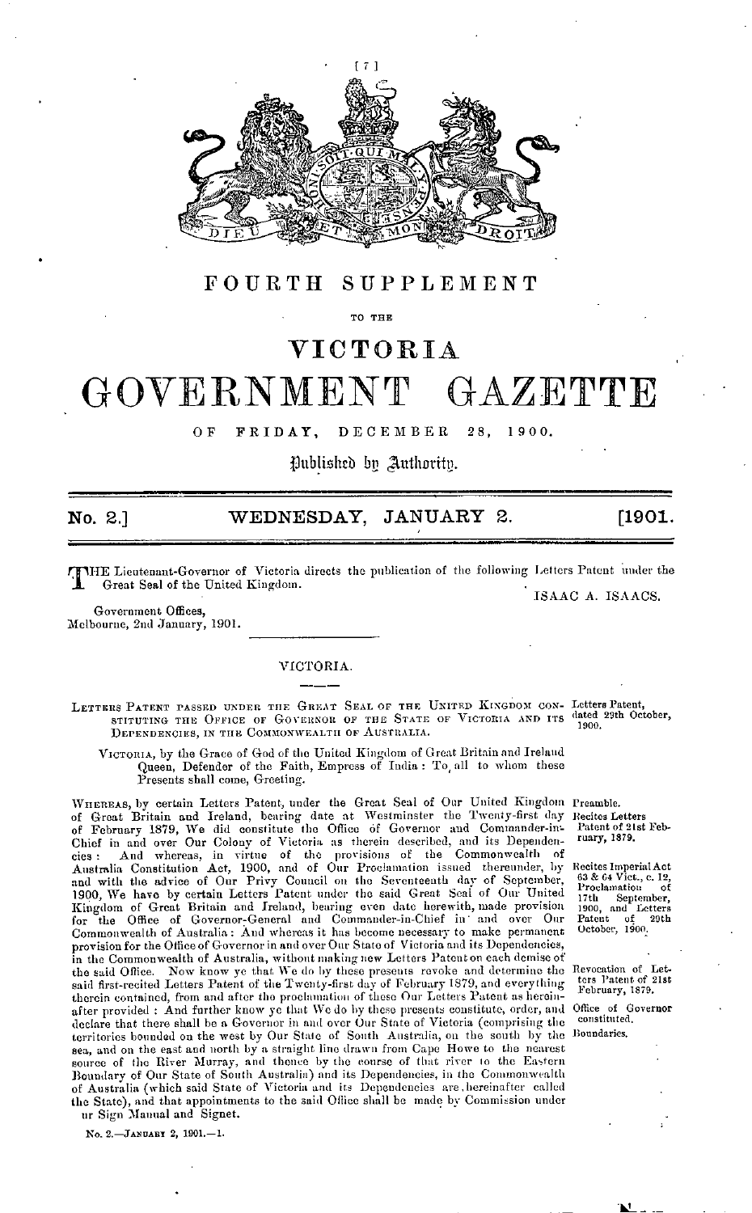# FOURTH SUPPLEMENT

TO THE

# VICTORIA

# GOVERNMENT GAZETTE

OF FRIDAY, DECEMBER 28, 1900.

*Published by Authority.*

**No. 2.] WEDNESDAY, JANUARY 2. [1901.**

THE Lieutenant-Governor of Victoria directs the publication of the following Letters Patent under the Great Seal of the United Kingdom.

ISAAC A. ISAACS.

Government Offices,
Melbourne, 2nd January, 1901.

VICTORIA.

LETTERS PATENT PASSED UNDER THE GREAT SEAL OF THE UNITED KINGDOM CONSTITUTING THE OFFICE OF GOVERNOR OF THE STATE OF VICTORIA AND ITS DEPENDENCIES, IN THE COMMONWEALTH OF AUSTRALIA.

*Letters Patent, dated 29th October, 1900.*

VICTORIA, by the Grace of God of the United Kingdom of Great Britain and Ireland Queen, Defender of the Faith, Empress of India: To all to whom these Presents shall come, Greeting.

*Preamble.*

*Recites Letters Patent of 21st February, 1879.*

*Recites Imperial Act 63 & 64 Vict., c. 12, Proclamation of 17th September, 1900, and Letters Patent of 29th October, 1900.*

WHEREAS, by certain Letters Patent, under the Great Seal of Our United Kingdom of Great Britain and Ireland, bearing date at Westminster the Twenty-first day of February 1879, We did constitute the Office of Governor and Commander-in-Chief in and over Our Colony of Victoria as therein described, and its Dependencies: And whereas, in virtue of the provisions of the Commonwealth of Australia Constitution Act, 1900, and of Our Proclamation issued thereunder, by and with the advice of Our Privy Council on the Seventeenth day of September, 1900, We have by certain Letters Patent under the said Great Seal of Our United Kingdom of Great Britain and Ireland, bearing even date herewith, made provision for the Office of Governor-General and Commander-in-Chief in and over Our Commonwealth of Australia: And whereas it has become necessary to make permanent provision for the Office of Governor in and over Our State of Victoria and its Dependencies, in the Commonwealth of Australia, without making new Letters Patent on each demise of the said Office. Now know ye that We do by these presents revoke and determine the said first-recited Letters Patent of the Twenty-first day of February 1879, and everything therein contained, from and after the proclamation of these Our Letters Patent as hereinafter provided: And further know ye that We do by these presents constitute, order, and declare that there shall be a Governor in and over Our State of Victoria (comprising the territories bounded on the west by Our State of South Australia, on the south by the sea, and on the east and north by a straight line drawn from Cape Howe to the nearest source of the River Murray, and thence by the course of that river to the Eastern Boundary of Our State of South Australia) and its Dependencies, in the Commonwealth of Australia (which said State of Victoria and its Dependencies are hereinafter called the State), and that appointments to the said Office shall be made by Commission under our Sign Manual and Signet.

*Revocation of Letters Patent of 21st February, 1879.*

*Office of Governor constituted.*

*Boundaries.*

No. 2.—JANUARY 2, 1901.—1.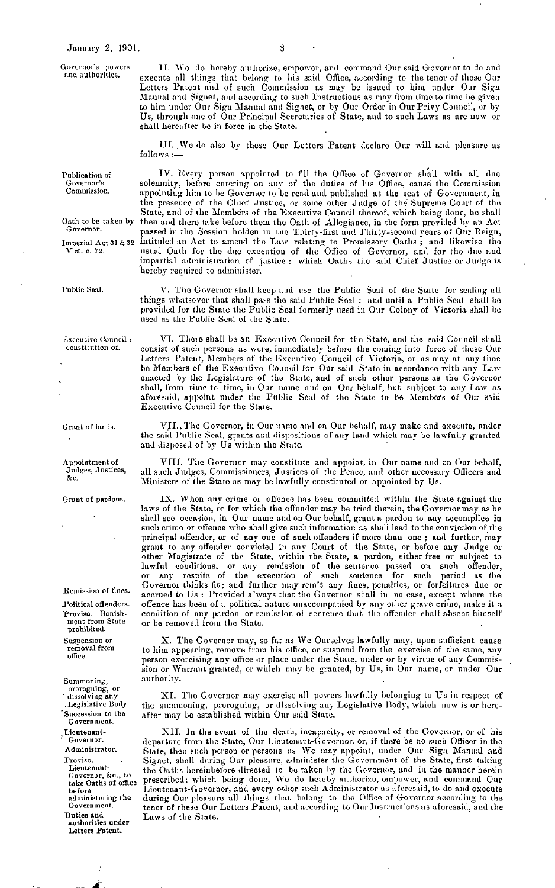January 2, 1901.

*Governor's powers and authorities.*

II. We do hereby authorize, empower, and command Our said Governor to do and execute all things that belong to his said Office, according to the tenor of these Our Letters Patent and of such Commission as may be issued to him under Our Sign Manual and Signet, and according to such Instructions as may from time to time be given to him under Our Sign Manual and Signet, or by Our Order in Our Privy Council, or by Us, through one of Our Principal Secretaries of State, and to such Laws as are now or shall hereafter be in force in the State.

III. We do also by these Our Letters Patent declare Our will and pleasure as follows :—

*Publication of Governor's Commission.*

*Oath to be taken by Governor.*

*Imperial Act 31 & 32 Vict. c. 72.*

IV. Every person appointed to fill the Office of Governor shall with all due solemnity, before entering on any of the duties of his Office, cause the Commission appointing him to be Governor to be read and published at the seat of Government, in the presence of the Chief Justice, or some other Judge of the Supreme Court of the State, and of the Members of the Executive Council thereof, which being done, he shall then and there take before them the Oath of Allegiance, in the form provided by an Act passed in the Session holden in the Thirty-first and Thirty-second years of Our Reign, intituled an Act to amend the Law relating to Promissory Oaths ; and likewise the usual Oath for the due execution of the Office of Governor, and for the due and impartial administration of justice : which Oaths the said Chief Justice or Judge is hereby required to administer.

*Public Seal.*

V. The Governor shall keep and use the Public Seal of the State for sealing all things whatsoever that shall pass the said Public Seal : and until a Public Seal shall be provided for the State the Public Seal formerly used in Our Colony of Victoria shall be used as the Public Seal of the State.

*Executive Council : constitution of.*

VI. There shall be an Executive Council for the State, and the said Council shall consist of such persons as were, immediately before the coming into force of these Our Letters Patent, Members of the Executive Council of Victoria, or as may at any time be Members of the Executive Council for Our said State in accordance with any Law enacted by the Legislature of the State, and of such other persons as the Governor shall, from time to time, in Our name and on Our behalf, but subject to any Law as aforesaid, appoint under the Public Seal of the State to be Members of Our said Executive Council for the State.

*Grant of lands.*

VII. The Governor, in Our name and on Our behalf, may make and execute, under the said Public Seal, grants and dispositions of any land which may be lawfully granted and disposed of by Us within the State.

*Appointment of Judges, Justices, &c.*

VIII. The Governor may constitute and appoint, in Our name and on Our behalf, all such Judges, Commissioners, Justices of the Peace, and other necessary Officers and Ministers of the State as may be lawfully constituted or appointed by Us.

*Grant of pardons.*

*Remission of fines.*

*Political offenders.*

*Proviso. Banishment from State prohibited.*

IX. When any crime or offence has been committed within the State against the laws of the State, or for which the offender may be tried therein, the Governor may as he shall see occasion, in Our name and on Our behalf, grant a pardon to any accomplice in such crime or offence who shall give such information as shall lead to the conviction of the principal offender, or of any one of such offenders if more than one ; and further, may grant to any offender convicted in any Court of the State, or before any Judge or other Magistrate of the State, within the State, a pardon, either free or subject to lawful conditions, or any remission of the sentence passed on such offender, or any respite of the execution of such sentence for such period as the Governor thinks fit ; and further may remit any fines, penalties, or forfeitures due or accrued to Us : Provided always that the Governor shall in no case, except where the offence has been of a political nature unaccompanied by any other grave crime, make it a condition of any pardon or remission of sentence that the offender shall absent himself or be removed from the State.

*Suspension or removal from office.*

X. The Governor may, so far as We Ourselves lawfully may, upon sufficient cause to him appearing, remove from his office, or suspend from the exercise of the same, any person exercising any office or place under the State, under or by virtue of any Commission or Warrant granted, or which may be granted, by Us, in Our name, or under Our authority.

*Summoning, proroguing, or dissolving any Legislative Body.*

XI. The Governor may exercise all powers lawfully belonging to Us in respect of the summoning, proroguing, or dissolving any Legislative Body, which now is or hereafter may be established within Our said State.

*Succession to the Government.*

*Lieutenant-Governor.*

*Administrator.*

*Proviso. Lieutenant-Governor, &c., to take Oaths of office before administering the Government.*

*Duties and authorities under Letters Patent.*

XII. In the event of the death, incapacity, or removal of the Governor, or of his departure from the State, Our Lieutenant-Governor, or, if there be no such Officer in the State, then such person or persons as We may appoint, under Our Sign Manual and Signet, shall during Our pleasure, administer the Government of the State, first taking the Oaths hereinbefore directed to be taken by the Governor, and in the manner herein prescribed; which being done, We do hereby authorize, empower, and command Our Lieutenant-Governor, and every other such Administrator as aforesaid, to do and execute during Our pleasure all things that belong to the Office of Governor according to the tenor of these Our Letters Patent, and according to Our Instructions as aforesaid, and the Laws of the State.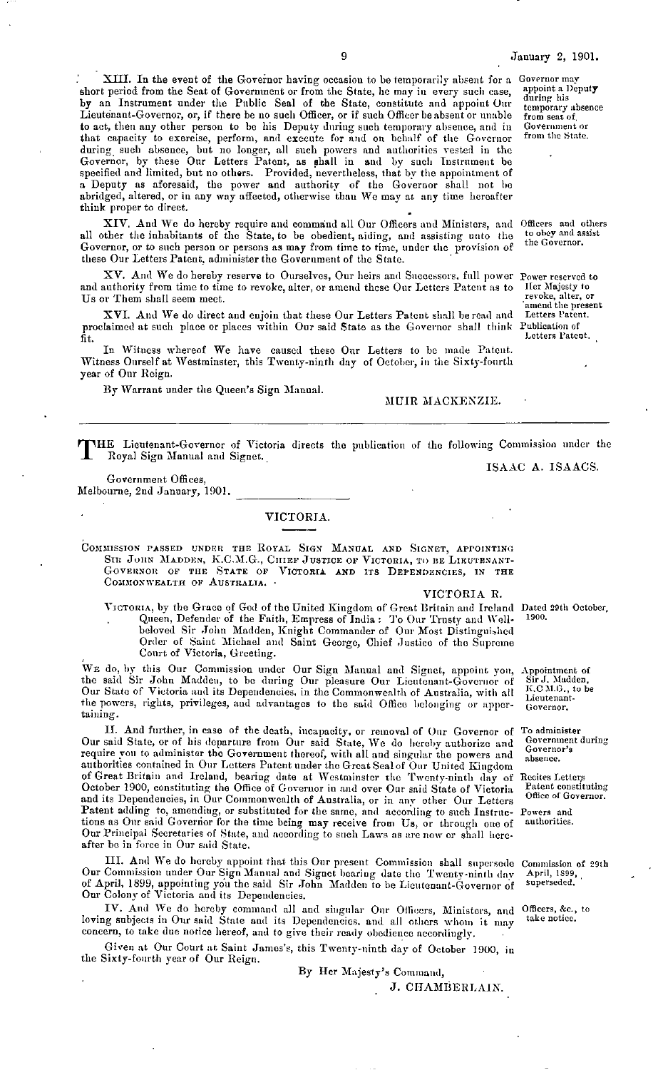XIII. In the event of the Governor having occasion to be temporarily absent for a short period from the Seat of Government or from the State, he may in every such case, by an Instrument under the Public Seal of the State, constitute and appoint Our Lieutenant-Governor, or, if there be no such Officer, or if such Officer be absent or unable to act, then any other person to be his Deputy during such temporary absence, and in that capacity to exercise, perform, and execute for and on behalf of the Governor during such absence, but no longer, all such powers and authorities vested in the Governor, by these Our Letters Patent, as shall in and by such Instrument be specified and limited, but no others. Provided, nevertheless, that by the appointment of a Deputy as aforesaid, the power and authority of the Governor shall not be abridged, altered, or in any way affected, otherwise than We may at any time hereafter think proper to direct.

*Governor may appoint a Deputy during his temporary absence from seat of Government or from the State.*

XIV. And We do hereby require and command all Our Officers and Ministers, and all other the inhabitants of the State, to be obedient, aiding, and assisting unto the Governor, or to such person or persons as may from time to time, under the provision of these Our Letters Patent, administer the Government of the State.

*Officers and others to obey and assist the Governor.*

XV. And We do hereby reserve to Ourselves, Our heirs and Successors, full power and authority from time to time to revoke, alter, or amend these Our Letters Patent as to Us or Them shall seem meet.

*Power reserved to Her Majesty to revoke, alter, or amend the present Letters Patent.*

XVI. And We do direct and enjoin that these Our Letters Patent shall be read and proclaimed at such place or places within Our said State as the Governor shall think fit.

*Publication of Letters Patent.*

In Witness whereof We have caused these Our Letters to be made Patent. Witness Ourself at Westminster, this Twenty-ninth day of October, in the Sixty-fourth year of Our Reign.

By Warrant under the Queen's Sign Manual.

MUIR MACKENZIE.

---

THE Lieutenant-Governor of Victoria directs the publication of the following Commission under the Royal Sign Manual and Signet.

ISAAC A. ISAACS.

Government Offices,
Melbourne, 2nd January, 1901.

## VICTORIA.

COMMISSION PASSED UNDER THE ROYAL SIGN MANUAL AND SIGNET, APPOINTING SIR JOHN MADDEN, K.C.M.G., CHIEF JUSTICE OF VICTORIA, TO BE LIEUTENANT-GOVERNOR OF THE STATE OF VICTORIA AND ITS DEPENDENCIES, IN THE COMMONWEALTH OF AUSTRALIA.

VICTORIA R.

VICTORIA, by the Grace of God of the United Kingdom of Great Britain and Ireland Queen, Defender of the Faith, Empress of India: To Our Trusty and Well-beloved Sir John Madden, Knight Commander of Our Most Distinguished Order of Saint Michael and Saint George, Chief Justice of the Supreme Court of Victoria, Greeting.

*Dated 29th October, 1900.*

WE do, by this Our Commission under Our Sign Manual and Signet, appoint you, the said Sir John Madden, to be during Our pleasure Our Lieutenant-Governor of Our State of Victoria and its Dependencies, in the Commonwealth of Australia, with all the powers, rights, privileges, and advantages to the said Office belonging or appertaining.

*Appointment of Sir J. Madden, K.C.M.G., to be Lieutenant-Governor.*

II. And further, in case of the death, incapacity, or removal of Our Governor of Our said State, or of his departure from Our said State, We do hereby authorize and require you to administer the Government thereof, with all and singular the powers and authorities contained in Our Letters Patent under the Great Seal of Our United Kingdom of Great Britain and Ireland, bearing date at Westminster the Twenty-ninth day of October 1900, constituting the Office of Governor in and over Our said State of Victoria and its Dependencies, in Our Commonwealth of Australia, or in any other Our Letters Patent adding to, amending, or substituted for the same, and according to such Instructions as Our said Governor for the time being may receive from Us, or through one of Our Principal Secretaries of State, and according to such Laws as are now or shall hereafter be in force in Our said State.

*To administer Government during Governor's absence.*

*Recites Letters Patent constituting Office of Governor.*

*Powers and authorities.*

III. And We do hereby appoint that this Our present Commission shall supersede Our Commission under Our Sign Manual and Signet bearing date the Twenty-ninth day of April, 1899, appointing you the said Sir John Madden to be Lieutenant-Governor of Our Colony of Victoria and its Dependencies.

*Commission of 29th April, 1899, superseded.*

IV. And We do hereby command all and singular Our Officers, Ministers, and loving subjects in Our said State and its Dependencies, and all others whom it may concern, to take due notice hereof, and to give their ready obedience accordingly.

*Officers, &c., to take notice.*

Given at Our Court at Saint James's, this Twenty-ninth day of October 1900, in the Sixty-fourth year of Our Reign.

By Her Majesty's Command,

J. CHAMBERLAIN.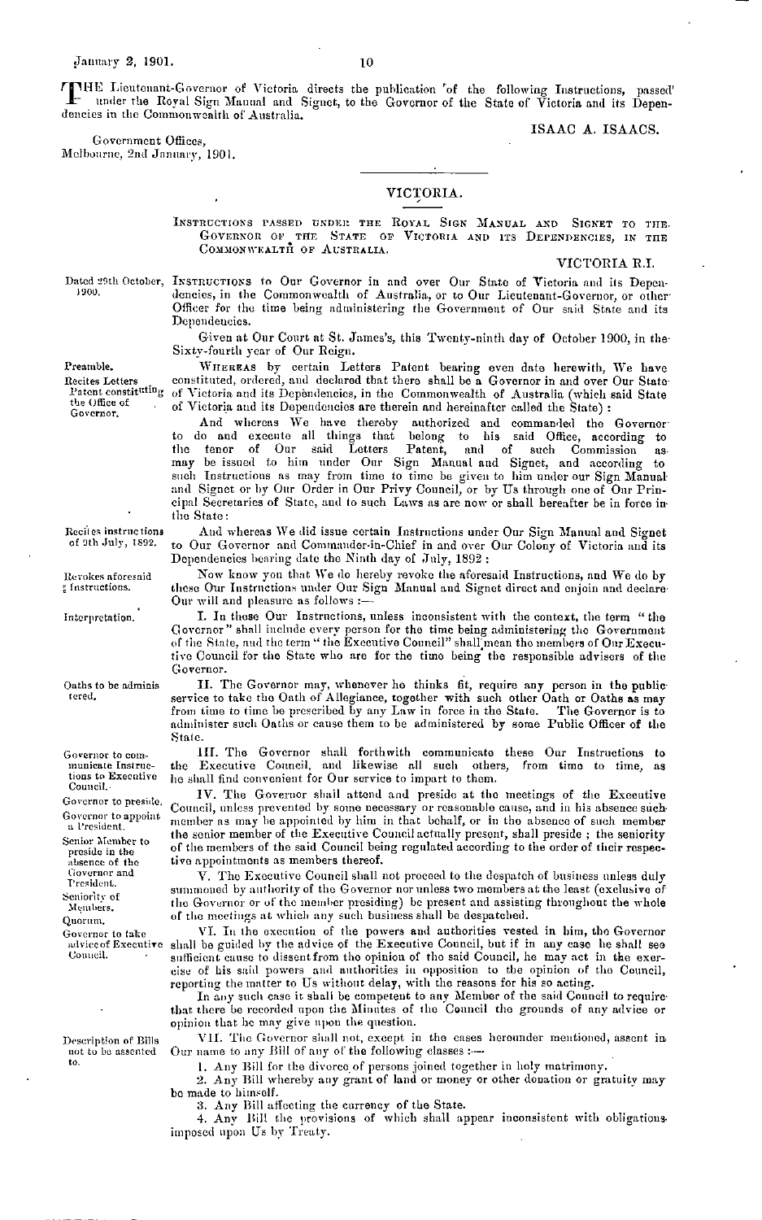THE Lieutenant-Governor of Victoria directs the publication of the following Instructions, passed under the Royal Sign Manual and Signet, to the Governor of the State of Victoria and its Dependencies in the Commonwealth of Australia.

ISAAC A. ISAACS.

Government Offices,
Melbourne, 2nd January, 1901.

---

## VICTORIA.

INSTRUCTIONS PASSED UNDER THE ROYAL SIGN MANUAL AND SIGNET TO THE GOVERNOR OF THE STATE OF VICTORIA AND ITS DEPENDENCIES, IN THE COMMONWEALTH OF AUSTRALIA.

VICTORIA R.I.

*Dated 29th October, 1900.*

INSTRUCTIONS to Our Governor in and over Our State of Victoria and its Dependencies, in the Commonwealth of Australia, or to Our Lieutenant-Governor, or other Officer for the time being administering the Government of Our said State and its Dependencies.

Given at Our Court at St. James's, this Twenty-ninth day of October 1900, in the Sixty-fourth year of Our Reign.

*Preamble.*

*Recites Letters Patent constituting the Office of Governor.*

WHEREAS by certain Letters Patent bearing even date herewith, We have constituted, ordered, and declared that there shall be a Governor in and over Our State of Victoria and its Dependencies, in the Commonwealth of Australia (which said State of Victoria and its Dependencies are therein and hereinafter called the State):

And whereas We have thereby authorized and commanded the Governor to do and execute all things that belong to his said Office, according to the tenor of Our said Letters Patent, and of such Commission as may be issued to him under Our Sign Manual and Signet, and according to such Instructions as may from time to time be given to him under our Sign Manual and Signet or by Our Order in Our Privy Council, or by Us through one of Our Principal Secretaries of State, and to such Laws as are now or shall hereafter be in force in the State:

*Recites instructions of 9th July, 1892.*

And whereas We did issue certain Instructions under Our Sign Manual and Signet to Our Governor and Commander-in-Chief in and over Our Colony of Victoria and its Dependencies bearing date the Ninth day of July, 1892:

*Revokes aforesaid Instructions.*

Now know you that We do hereby revoke the aforesaid Instructions, and We do by these Our Instructions under Our Sign Manual and Signet direct and enjoin and declare Our will and pleasure as follows:—

*Interpretation.*

I. In these Our Instructions, unless inconsistent with the context, the term "the Governor" shall include every person for the time being administering the Government of the State, and the term "the Executive Council" shall mean the members of Our Executive Council for the State who are for the time being the responsible advisers of the Governor.

*Oaths to be administered.*

II. The Governor may, whenever he thinks fit, require any person in the public service to take the Oath of Allegiance, together with such other Oath or Oaths as may from time to time be prescribed by any Law in force in the State. The Governor is to administer such Oaths or cause them to be administered by some Public Officer of the State.

*Governor to communicate Instructions to Executive Council.*

III. The Governor shall forthwith communicate these Our Instructions to the Executive Council, and likewise all such others, from time to time, as he shall find convenient for Our service to impart to them.

*Governor to preside. Governor to appoint a President. Senior Member to preside in the absence of the Governor and President. Seniority of Members.*

IV. The Governor shall attend and preside at the meetings of the Executive Council, unless prevented by some necessary or reasonable cause, and in his absence such member as may be appointed by him in that behalf, or in the absence of such member the senior member of the Executive Council actually present, shall preside; the seniority of the members of the said Council being regulated according to the order of their respective appointments as members thereof.

*Quorum.*

V. The Executive Council shall not proceed to the despatch of business unless duly summoned by authority of the Governor nor unless two members at the least (exclusive of the Governor or of the member presiding) be present and assisting throughout the whole of the meetings at which any such business shall be despatched.

*Governor to take advice of Executive Council.*

VI. In the execution of the powers and authorities vested in him, the Governor shall be guided by the advice of the Executive Council, but if in any case he shall see sufficient cause to dissent from the opinion of the said Council, he may act in the exercise of his said powers and authorities in opposition to the opinion of the Council, reporting the matter to Us without delay, with the reasons for his so acting.

In any such case it shall be competent to any Member of the said Council to require that there be recorded upon the Minutes of the Council the grounds of any advice or opinion that he may give upon the question.

*Description of Bills not to be assented to.*

VII. The Governor shall not, except in the cases hereunder mentioned, assent in Our name to any Bill of any of the following classes:—

1. Any Bill for the divorce of persons joined together in holy matrimony.
2. Any Bill whereby any grant of land or money or other donation or gratuity may be made to himself.
3. Any Bill affecting the currency of the State.
4. Any Bill the provisions of which shall appear inconsistent with obligations imposed upon Us by Treaty.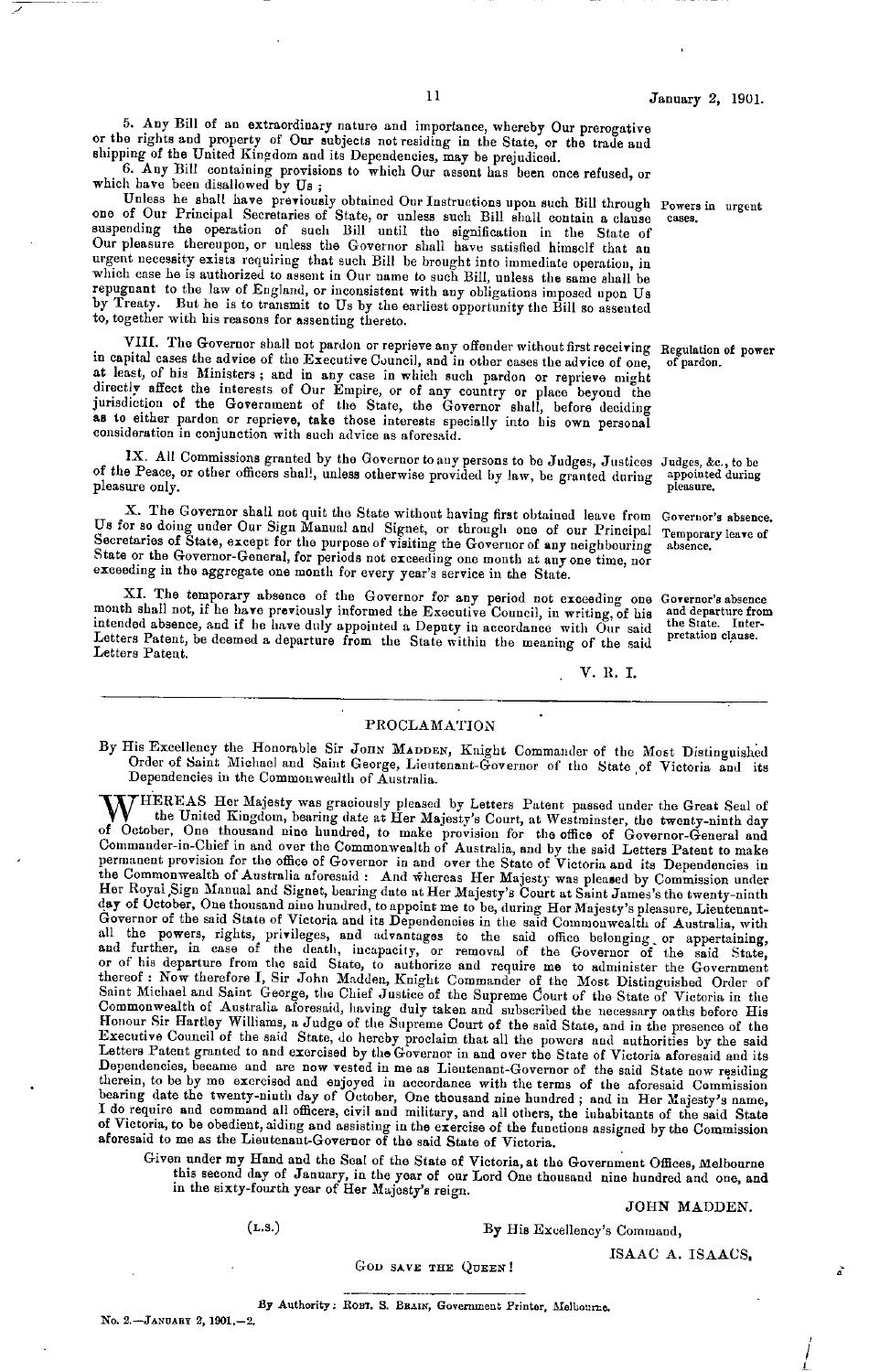5. Any Bill of an extraordinary nature and importance, whereby Our prerogative or the rights and property of Our subjects not residing in the State, or the trade and shipping of the United Kingdom and its Dependencies, may be prejudiced.

6. Any Bill containing provisions to which Our assent has been once refused, or which have been disallowed by Us ;

Unless he shall have previously obtained Our Instructions upon such Bill through one of Our Principal Secretaries of State, or unless such Bill shall contain a clause suspending the operation of such Bill until the signification in the State of Our pleasure thereupon, or unless the Governor shall have satisfied himself that an urgent necessity exists requiring that such Bill be brought into immediate operation, in which case he is authorized to assent in Our name to such Bill, unless the same shall be repugnant to the law of England, or inconsistent with any obligations imposed upon Us by Treaty. But he is to transmit to Us by the earliest opportunity the Bill so assented to, together with his reasons for assenting thereto.

*Powers in urgent cases.*

VIII. The Governor shall not pardon or reprieve any offender without first receiving in capital cases the advice of the Executive Council, and in other cases the advice of one, at least, of his Ministers ; and in any case in which such pardon or reprieve might directly affect the interests of Our Empire, or of any country or place beyond the jurisdiction of the Government of the State, the Governor shall, before deciding as to either pardon or reprieve, take those interests specially into his own personal consideration in conjunction with such advice as aforesaid.

*Regulation of power of pardon.*

IX. All Commissions granted by the Governor to any persons to be Judges, Justices of the Peace, or other officers shall, unless otherwise provided by law, be granted during pleasure only.

*Judges, &c., to be appointed during pleasure.*

X. The Governor shall not quit the State without having first obtained leave from Us for so doing under Our Sign Manual and Signet, or through one of our Principal Secretaries of State, except for the purpose of visiting the Governor of any neighbouring State or the Governor-General, for periods not exceeding one month at any one time, nor exceeding in the aggregate one month for every year's service in the State.

*Governor's absence. Temporary leave of absence.*

XI. The temporary absence of the Governor for any period not exceeding one month shall not, if he have previously informed the Executive Council, in writing, of his intended absence, and if he have duly appointed a Deputy in accordance with Our said Letters Patent, be deemed a departure from the State within the meaning of the said Letters Patent.

*Governor's absence and departure from the State. Interpretation clause.*

V. R. I.

---

## PROCLAMATION

By His Excellency the Honorable Sir JOHN MADDEN, Knight Commander of the Most Distinguished Order of Saint Michael and Saint George, Lieutenant-Governor of the State of Victoria and its Dependencies in the Commonwealth of Australia.

WHEREAS Her Majesty was graciously pleased by Letters Patent passed under the Great Seal of the United Kingdom, bearing date at Her Majesty's Court, at Westminster, the twenty-ninth day of October, One thousand nine hundred, to make provision for the office of Governor-General and Commander-in-Chief in and over the Commonwealth of Australia, and by the said Letters Patent to make permanent provision for the office of Governor in and over the State of Victoria and its Dependencies in the Commonwealth of Australia aforesaid : And whereas Her Majesty was pleased by Commission under Her Royal Sign Manual and Signet, bearing date at Her Majesty's Court at Saint James's the twenty-ninth day of October, One thousand nine hundred, to appoint me to be, during Her Majesty's pleasure, Lieutenant-Governor of the said State of Victoria and its Dependencies in the said Commonwealth of Australia, with all the powers, rights, privileges, and advantages to the said office belonging or appertaining, and further, in case of the death, incapacity, or removal of the Governor of the said State, or of his departure from the said State, to authorize and require me to administer the Government thereof : Now therefore I, Sir John Madden, Knight Commander of the Most Distinguished Order of Saint Michael and Saint George, the Chief Justice of the Supreme Court of the State of Victoria in the Commonwealth of Australia aforesaid, having duly taken and subscribed the necessary oaths before His Honour Sir Hartley Williams, a Judge of the Supreme Court of the said State, and in the presence of the Executive Council of the said State, do hereby proclaim that all the powers and authorities by the said Letters Patent granted to and exercised by the Governor in and over the State of Victoria aforesaid and its Dependencies, became and are now vested in me as Lieutenant-Governor of the said State now residing therein, to be by me exercised and enjoyed in accordance with the terms of the aforesaid Commission bearing date the twenty-ninth day of October, One thousand nine hundred ; and in Her Majesty's name, I do require and command all officers, civil and military, and all others, the inhabitants of the said State of Victoria, to be obedient, aiding and assisting in the exercise of the functions assigned by the Commission aforesaid to me as the Lieutenant-Governor of the said State of Victoria.

Given under my Hand and the Seal of the State of Victoria, at the Government Offices, Melbourne this second day of January, in the year of our Lord One thousand nine hundred and one, and in the sixty-fourth year of Her Majesty's reign.

JOHN MADDEN.

(L.S.)

By His Excellency's Command,

ISAAC A. ISAACS.

GOD SAVE THE QUEEN!

By Authority: ROBT. S. BRAIN, Government Printer, Melbourne.

No. 2.—JANUARY 2, 1901.—2.